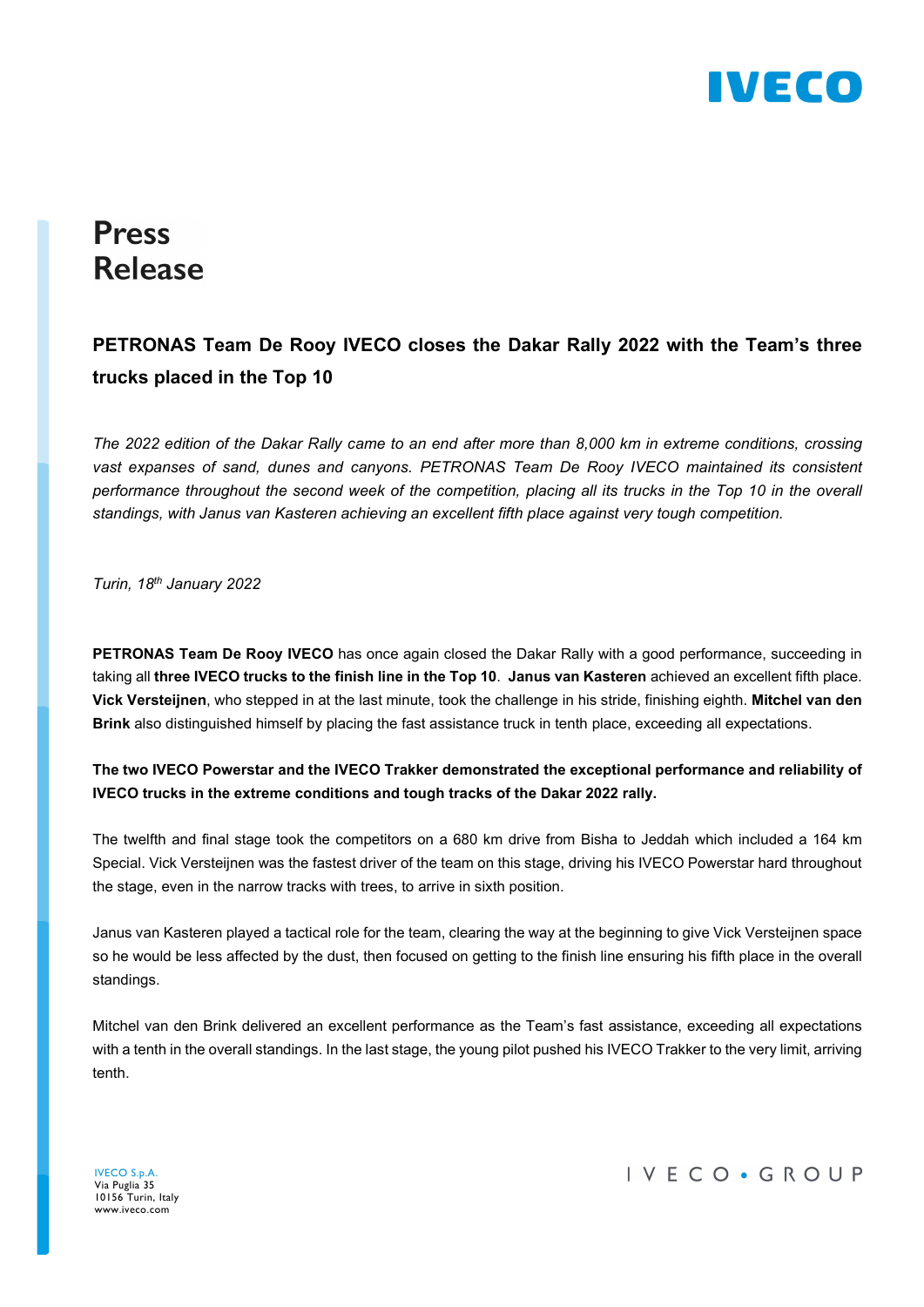# Press Release

## PETRONAS Team De Rooy IVECO closes the Dakar Rally 2022 with the Team's three trucks placed in the Top 10

*The 2022 edition of the Dakar Rally came to an end after more than 8,000 km in extreme conditions, crossing vast expanses of sand, dunes and canyons. PETRONAS Team De Rooy IVECO maintained its consistent performance throughout the second week of the competition, placing all its trucks in the Top 10 in the overall standings, with Janus van Kasteren achieving an excellent fifth place against very tough competition.*

*Turin, 18th January 2022*

**PETRONAS Team De Rooy IVECO** has once again closed the Dakar Rally with a good performance, succeeding in taking all **three IVECO trucks to the finish line in the Top 10**. **Janus van Kasteren** achieved an excellent fifth place. **Vick Versteijnen**, who stepped in at the last minute, took the challenge in his stride, finishing eighth. **Mitchel van den Brink** also distinguished himself by placing the fast assistance truck in tenth place, exceeding all expectations.

**The two IVECO Powerstar and the IVECO Trakker demonstrated the exceptional performance and reliability of IVECO trucks in the extreme conditions and tough tracks of the Dakar 2022 rally.**

The twelfth and final stage took the competitors on a 680 km drive from Bisha to Jeddah which included a 164 km Special. Vick Versteijnen was the fastest driver of the team on this stage, driving his IVECO Powerstar hard throughout the stage, even in the narrow tracks with trees, to arrive in sixth position.

Janus van Kasteren played a tactical role for the team, clearing the way at the beginning to give Vick Versteijnen space so he would be less affected by the dust, then focused on getting to the finish line ensuring his fifth place in the overall standings.

Mitchel van den Brink delivered an excellent performance as the Team's fast assistance, exceeding all expectations with a tenth in the overall standings. In the last stage, the young pilot pushed his IVECO Trakker to the very limit, arriving tenth.

IVECO S.p.A.
Via Puglia 35
10156 Turin, Italy
www.iveco.com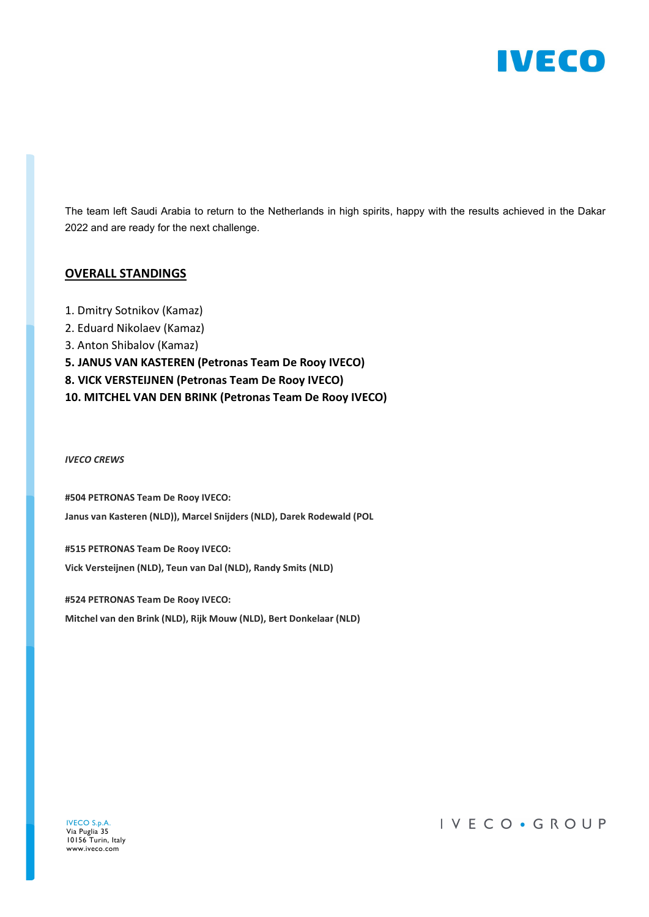The team left Saudi Arabia to return to the Netherlands in high spirits, happy with the results achieved in the Dakar 2022 and are ready for the next challenge.

## OVERALL STANDINGS

1. Dmitry Sotnikov (Kamaz)
2. Eduard Nikolaev (Kamaz)
3. Anton Shibalov (Kamaz)

**5. JANUS VAN KASTEREN (Petronas Team De Rooy IVECO)**

**8. VICK VERSTEIJNEN (Petronas Team De Rooy IVECO)**

**10. MITCHEL VAN DEN BRINK (Petronas Team De Rooy IVECO)**

***IVECO CREWS***

**#504 PETRONAS Team De Rooy IVECO:**

**Janus van Kasteren (NLD)), Marcel Snijders (NLD), Darek Rodewald (POL**

**#515 PETRONAS Team De Rooy IVECO:**

**Vick Versteijnen (NLD), Teun van Dal (NLD), Randy Smits (NLD)**

**#524 PETRONAS Team De Rooy IVECO:**

**Mitchel van den Brink (NLD), Rijk Mouw (NLD), Bert Donkelaar (NLD)**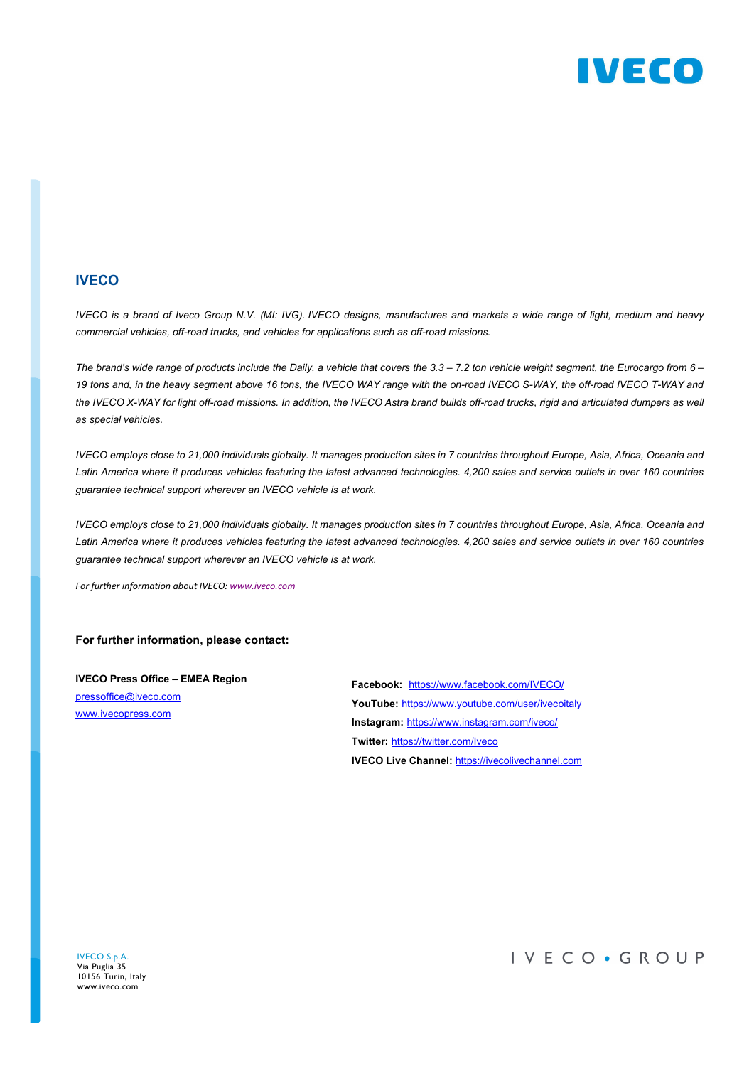## IVECO

*IVECO is a brand of Iveco Group N.V. (MI: IVG). IVECO designs, manufactures and markets a wide range of light, medium and heavy commercial vehicles, off-road trucks, and vehicles for applications such as off-road missions.*

*The brand's wide range of products include the Daily, a vehicle that covers the 3.3 – 7.2 ton vehicle weight segment, the Eurocargo from 6 – 19 tons and, in the heavy segment above 16 tons, the IVECO WAY range with the on-road IVECO S-WAY, the off-road IVECO T-WAY and the IVECO X-WAY for light off-road missions. In addition, the IVECO Astra brand builds off-road trucks, rigid and articulated dumpers as well as special vehicles.*

*IVECO employs close to 21,000 individuals globally. It manages production sites in 7 countries throughout Europe, Asia, Africa, Oceania and Latin America where it produces vehicles featuring the latest advanced technologies. 4,200 sales and service outlets in over 160 countries guarantee technical support wherever an IVECO vehicle is at work.*

*IVECO employs close to 21,000 individuals globally. It manages production sites in 7 countries throughout Europe, Asia, Africa, Oceania and Latin America where it produces vehicles featuring the latest advanced technologies. 4,200 sales and service outlets in over 160 countries guarantee technical support wherever an IVECO vehicle is at work.*

*For further information about IVECO: www.iveco.com*

**For further information, please contact:**

**IVECO Press Office – EMEA Region**
pressoffice@iveco.com
www.ivecopress.com

**Facebook:** https://www.facebook.com/IVECO/
**YouTube:** https://www.youtube.com/user/ivecoitaly
**Instagram:** https://www.instagram.com/iveco/
**Twitter:** https://twitter.com/Iveco
**IVECO Live Channel:** https://ivecolivechannel.com

IVECO S.p.A.
Via Puglia 35
10156 Turin, Italy
www.iveco.com